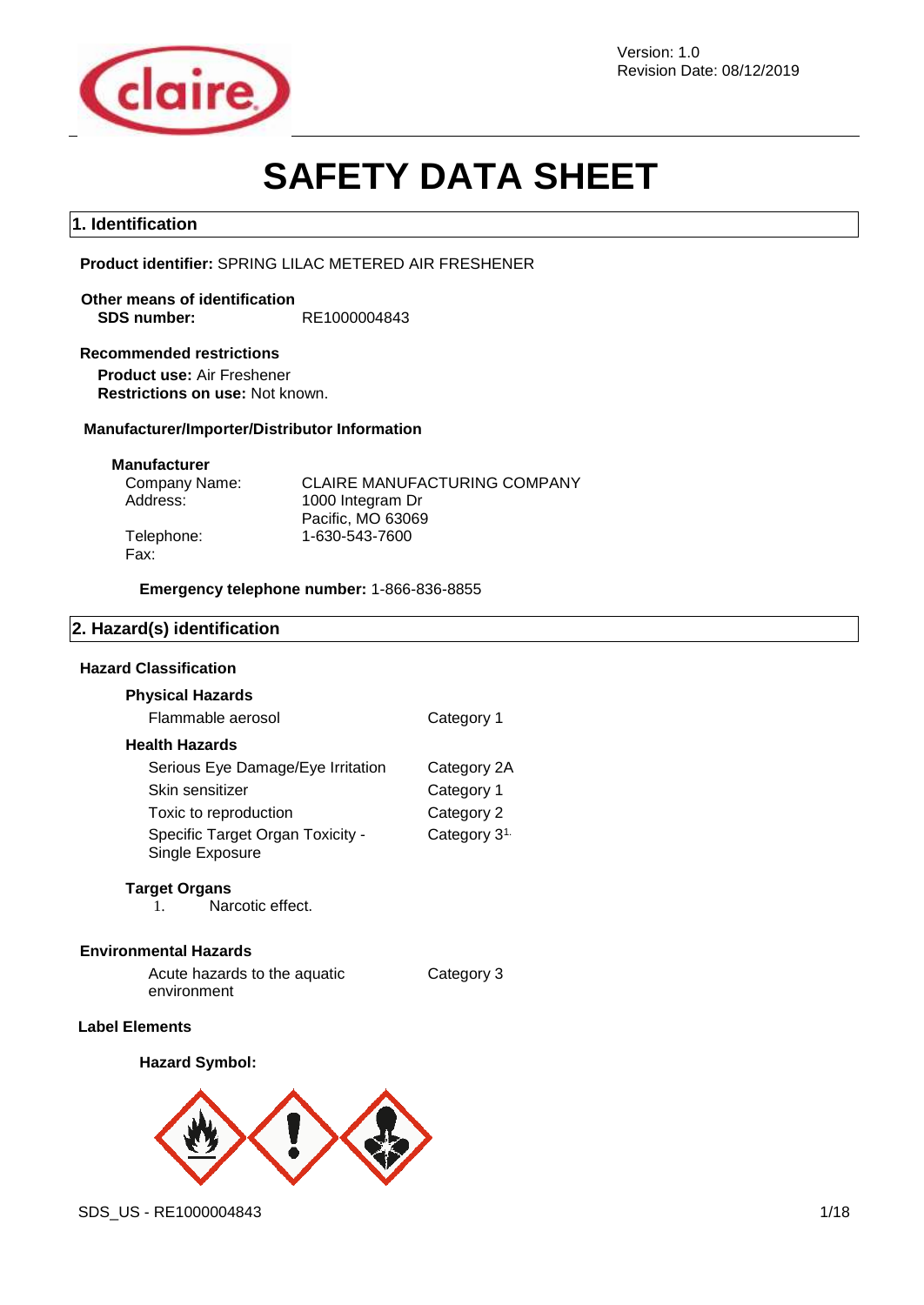Version: 1.0
Revision Date: 08/12/2019

# SAFETY DATA SHEET

## 1. Identification

**Product identifier:** SPRING LILAC METERED AIR FRESHENER

**Other means of identification**
**SDS number:** RE1000004843

**Recommended restrictions**
**Product use:** Air Freshener
**Restrictions on use:** Not known.

**Manufacturer/Importer/Distributor Information**

**Manufacturer**

| | |
|---|---|
| Company Name: | CLAIRE MANUFACTURING COMPANY |
| Address: | 1000 Integram Dr<br>Pacific, MO 63069 |
| Telephone: | 1-630-543-7600 |
| Fax: | |

**Emergency telephone number:** 1-866-836-8855

## 2. Hazard(s) identification

**Hazard Classification**

**Physical Hazards**

| | |
|---|---|
| Flammable aerosol | Category 1 |

**Health Hazards**

| | |
|---|---|
| Serious Eye Damage/Eye Irritation | Category 2A |
| Skin sensitizer | Category 1 |
| Toxic to reproduction | Category 2 |
| Specific Target Organ Toxicity - Single Exposure | Category 3[1.] |

**Target Organs**

1. Narcotic effect.

**Environmental Hazards**

| | |
|---|---|
| Acute hazards to the aquatic environment | Category 3 |

**Label Elements**

**Hazard Symbol:**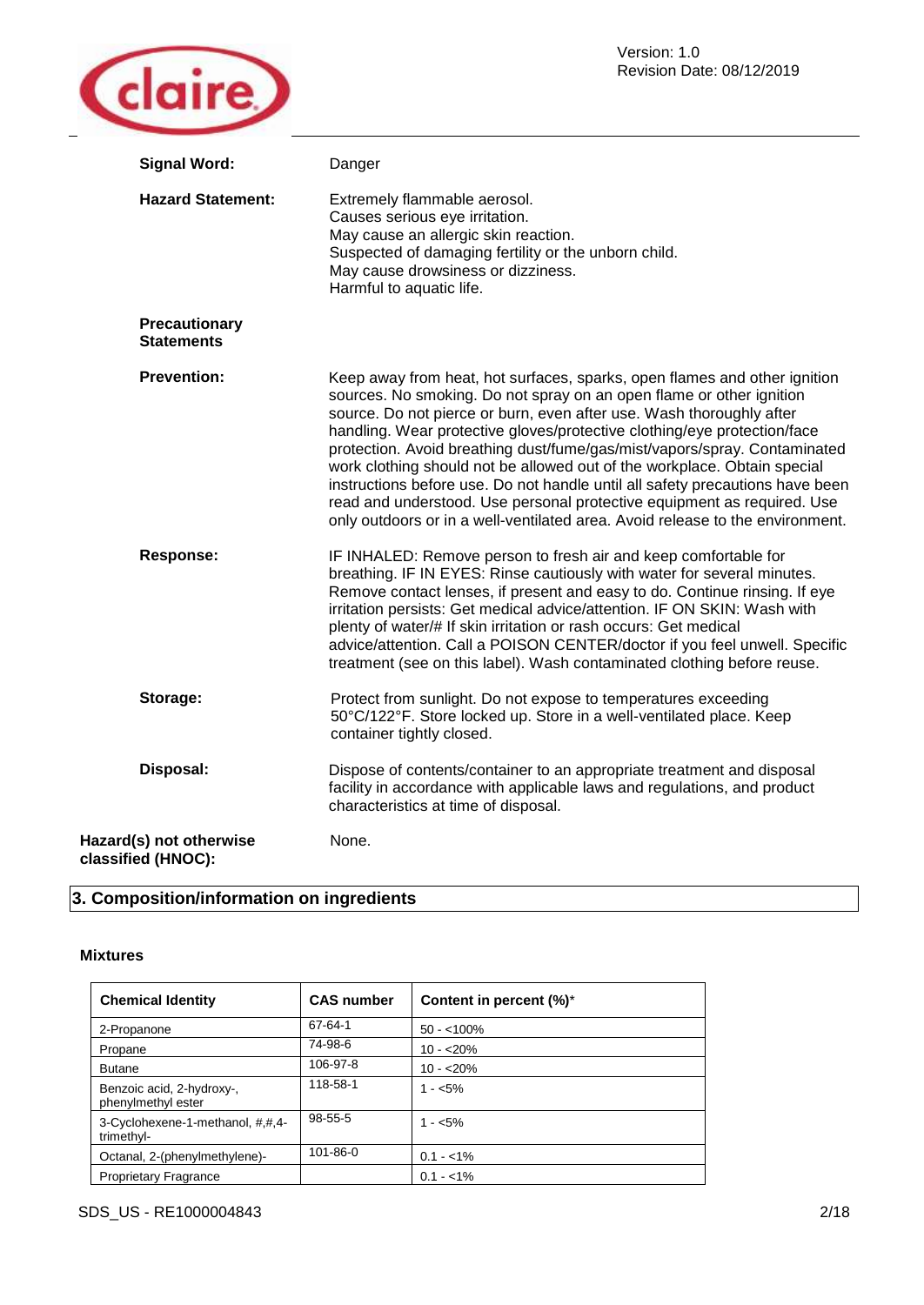**Signal Word:** Danger

**Hazard Statement:**
Extremely flammable aerosol.
Causes serious eye irritation.
May cause an allergic skin reaction.
Suspected of damaging fertility or the unborn child.
May cause drowsiness or dizziness.
Harmful to aquatic life.

**Precautionary Statements**

**Prevention:** Keep away from heat, hot surfaces, sparks, open flames and other ignition sources. No smoking. Do not spray on an open flame or other ignition source. Do not pierce or burn, even after use. Wash thoroughly after handling. Wear protective gloves/protective clothing/eye protection/face protection. Avoid breathing dust/fume/gas/mist/vapors/spray. Contaminated work clothing should not be allowed out of the workplace. Obtain special instructions before use. Do not handle until all safety precautions have been read and understood. Use personal protective equipment as required. Use only outdoors or in a well-ventilated area. Avoid release to the environment.

**Response:** IF INHALED: Remove person to fresh air and keep comfortable for breathing. IF IN EYES: Rinse cautiously with water for several minutes. Remove contact lenses, if present and easy to do. Continue rinsing. If eye irritation persists: Get medical advice/attention. IF ON SKIN: Wash with plenty of water/# If skin irritation or rash occurs: Get medical advice/attention. Call a POISON CENTER/doctor if you feel unwell. Specific treatment (see on this label). Wash contaminated clothing before reuse.

**Storage:** Protect from sunlight. Do not expose to temperatures exceeding 50°C/122°F. Store locked up. Store in a well-ventilated place. Keep container tightly closed.

**Disposal:** Dispose of contents/container to an appropriate treatment and disposal facility in accordance with applicable laws and regulations, and product characteristics at time of disposal.

**Hazard(s) not otherwise classified (HNOC):** None.

## 3. Composition/information on ingredients

### Mixtures

| Chemical Identity | CAS number | Content in percent (%)* |
|---|---|---|
| 2-Propanone | 67-64-1 | 50 - <100% |
| Propane | 74-98-6 | 10 - <20% |
| Butane | 106-97-8 | 10 - <20% |
| Benzoic acid, 2-hydroxy-, phenylmethyl ester | 118-58-1 | 1 - <5% |
| 3-Cyclohexene-1-methanol, #,#,4-trimethyl- | 98-55-5 | 1 - <5% |
| Octanal, 2-(phenylmethylene)- | 101-86-0 | 0.1 - <1% |
| Proprietary Fragrance | | 0.1 - <1% |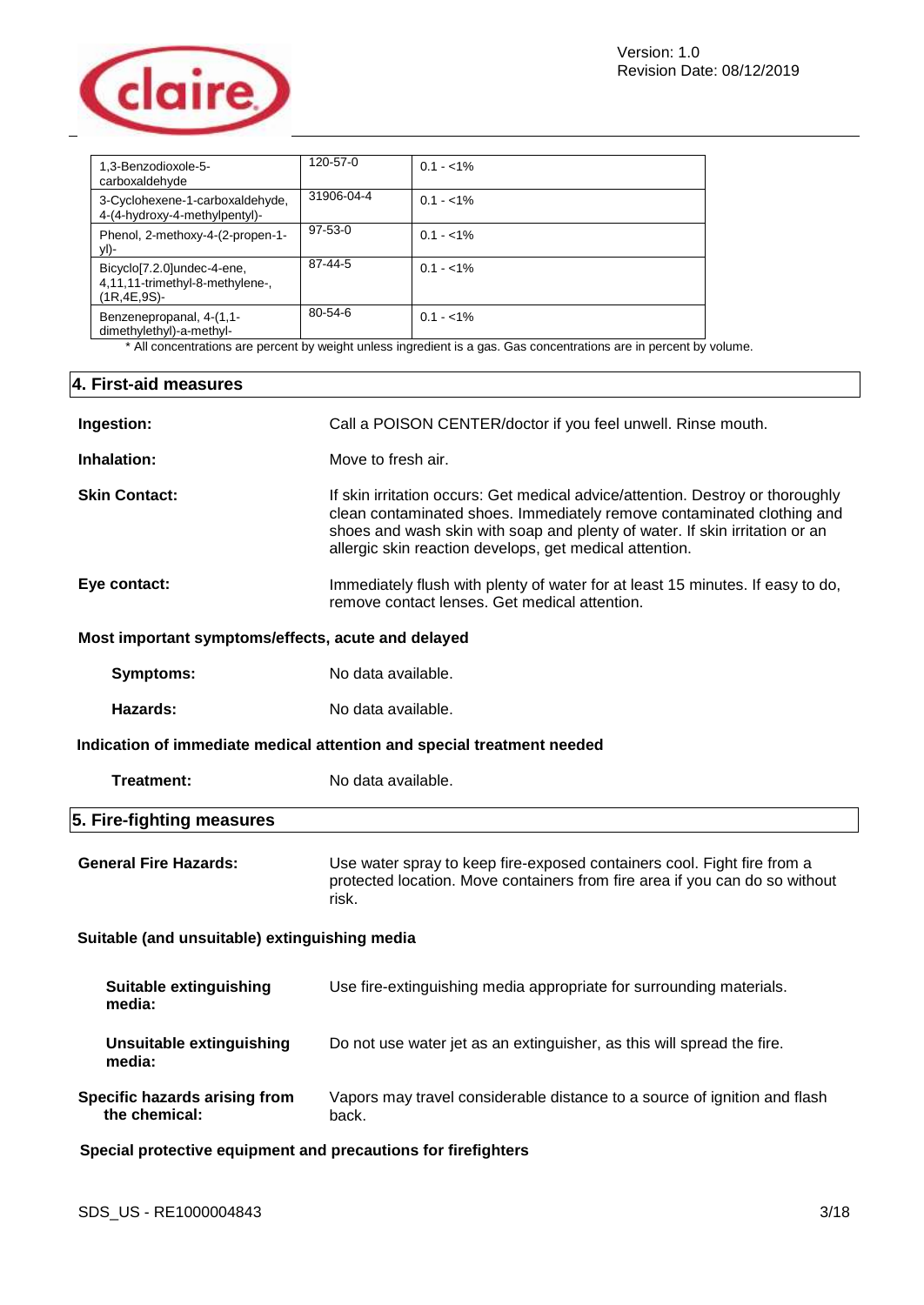| | | |
|---|---|---|
| 1,3-Benzodioxole-5-carboxaldehyde | 120-57-0 | 0.1 - <1% |
| 3-Cyclohexene-1-carboxaldehyde, 4-(4-hydroxy-4-methylpentyl)- | 31906-04-4 | 0.1 - <1% |
| Phenol, 2-methoxy-4-(2-propen-1-yl)- | 97-53-0 | 0.1 - <1% |
| Bicyclo[7.2.0]undec-4-ene, 4,11,11-trimethyl-8-methylene-, (1R,4E,9S)- | 87-44-5 | 0.1 - <1% |
| Benzenepropanal, 4-(1,1-dimethylethyl)-a-methyl- | 80-54-6 | 0.1 - <1% |

* All concentrations are percent by weight unless ingredient is a gas. Gas concentrations are in percent by volume.

## 4. First-aid measures

**Ingestion:** Call a POISON CENTER/doctor if you feel unwell. Rinse mouth.

**Inhalation:** Move to fresh air.

**Skin Contact:** If skin irritation occurs: Get medical advice/attention. Destroy or thoroughly clean contaminated shoes. Immediately remove contaminated clothing and shoes and wash skin with soap and plenty of water. If skin irritation or an allergic skin reaction develops, get medical attention.

**Eye contact:** Immediately flush with plenty of water for at least 15 minutes. If easy to do, remove contact lenses. Get medical attention.

**Most important symptoms/effects, acute and delayed**

**Symptoms:** No data available.

**Hazards:** No data available.

**Indication of immediate medical attention and special treatment needed**

**Treatment:** No data available.

## 5. Fire-fighting measures

**General Fire Hazards:** Use water spray to keep fire-exposed containers cool. Fight fire from a protected location. Move containers from fire area if you can do so without risk.

**Suitable (and unsuitable) extinguishing media**

**Suitable extinguishing media:** Use fire-extinguishing media appropriate for surrounding materials.

**Unsuitable extinguishing media:** Do not use water jet as an extinguisher, as this will spread the fire.

**Specific hazards arising from the chemical:** Vapors may travel considerable distance to a source of ignition and flash back.

**Special protective equipment and precautions for firefighters**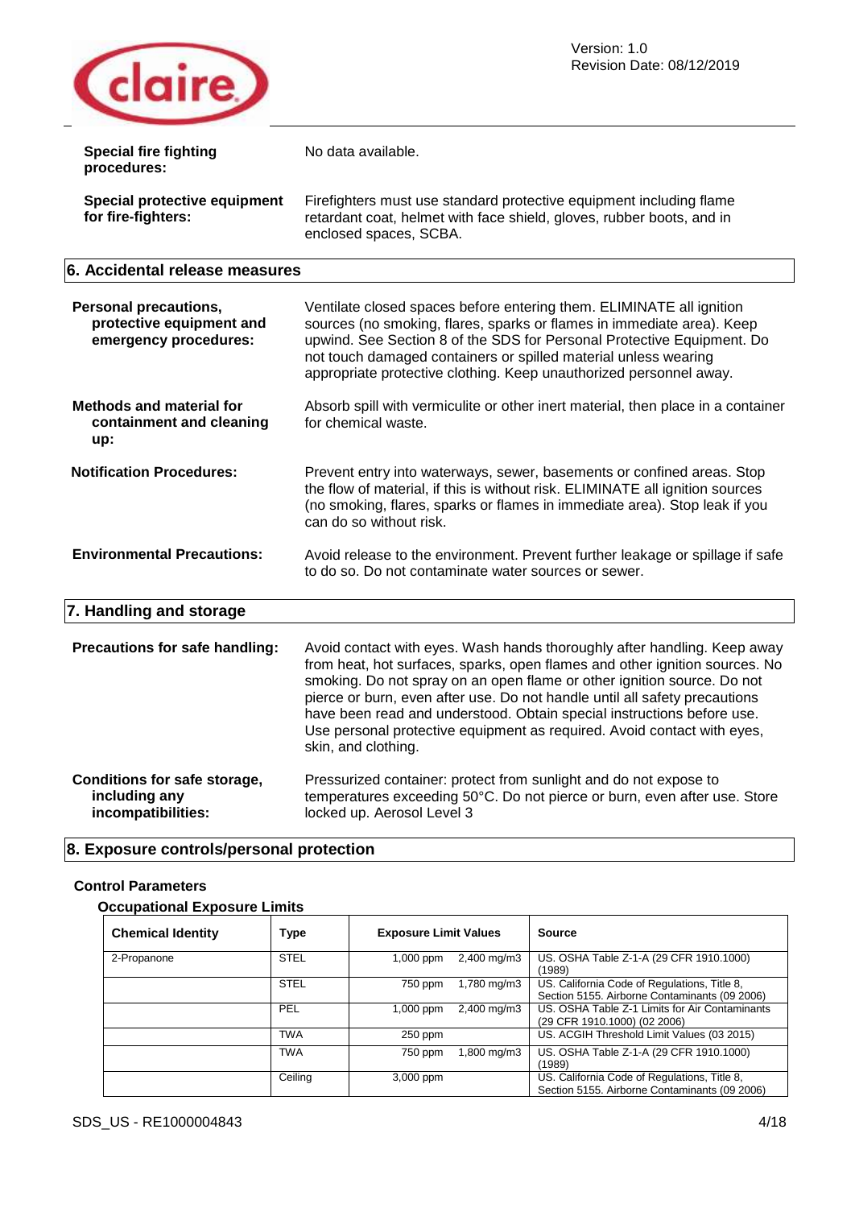**Special fire fighting procedures:** No data available.

**Special protective equipment for fire-fighters:** Firefighters must use standard protective equipment including flame retardant coat, helmet with face shield, gloves, rubber boots, and in enclosed spaces, SCBA.

## 6. Accidental release measures

**Personal precautions, protective equipment and emergency procedures:** Ventilate closed spaces before entering them. ELIMINATE all ignition sources (no smoking, flares, sparks or flames in immediate area). Keep upwind. See Section 8 of the SDS for Personal Protective Equipment. Do not touch damaged containers or spilled material unless wearing appropriate protective clothing. Keep unauthorized personnel away.

**Methods and material for containment and cleaning up:** Absorb spill with vermiculite or other inert material, then place in a container for chemical waste.

**Notification Procedures:** Prevent entry into waterways, sewer, basements or confined areas. Stop the flow of material, if this is without risk. ELIMINATE all ignition sources (no smoking, flares, sparks or flames in immediate area). Stop leak if you can do so without risk.

**Environmental Precautions:** Avoid release to the environment. Prevent further leakage or spillage if safe to do so. Do not contaminate water sources or sewer.

## 7. Handling and storage

**Precautions for safe handling:** Avoid contact with eyes. Wash hands thoroughly after handling. Keep away from heat, hot surfaces, sparks, open flames and other ignition sources. No smoking. Do not spray on an open flame or other ignition source. Do not pierce or burn, even after use. Do not handle until all safety precautions have been read and understood. Obtain special instructions before use. Use personal protective equipment as required. Avoid contact with eyes, skin, and clothing.

**Conditions for safe storage, including any incompatibilities:** Pressurized container: protect from sunlight and do not expose to temperatures exceeding 50°C. Do not pierce or burn, even after use. Store locked up. Aerosol Level 3

## 8. Exposure controls/personal protection

### Control Parameters

#### Occupational Exposure Limits

| Chemical Identity | Type | Exposure Limit Values | | Source |
|---|---|---|---|---|
| 2-Propanone | STEL | 1,000 ppm | 2,400 mg/m3 | US. OSHA Table Z-1-A (29 CFR 1910.1000) (1989) |
| | STEL | 750 ppm | 1,780 mg/m3 | US. California Code of Regulations, Title 8, Section 5155. Airborne Contaminants (09 2006) |
| | PEL | 1,000 ppm | 2,400 mg/m3 | US. OSHA Table Z-1 Limits for Air Contaminants (29 CFR 1910.1000) (02 2006) |
| | TWA | 250 ppm | | US. ACGIH Threshold Limit Values (03 2015) |
| | TWA | 750 ppm | 1,800 mg/m3 | US. OSHA Table Z-1-A (29 CFR 1910.1000) (1989) |
| | Ceiling | 3,000 ppm | | US. California Code of Regulations, Title 8, Section 5155. Airborne Contaminants (09 2006) |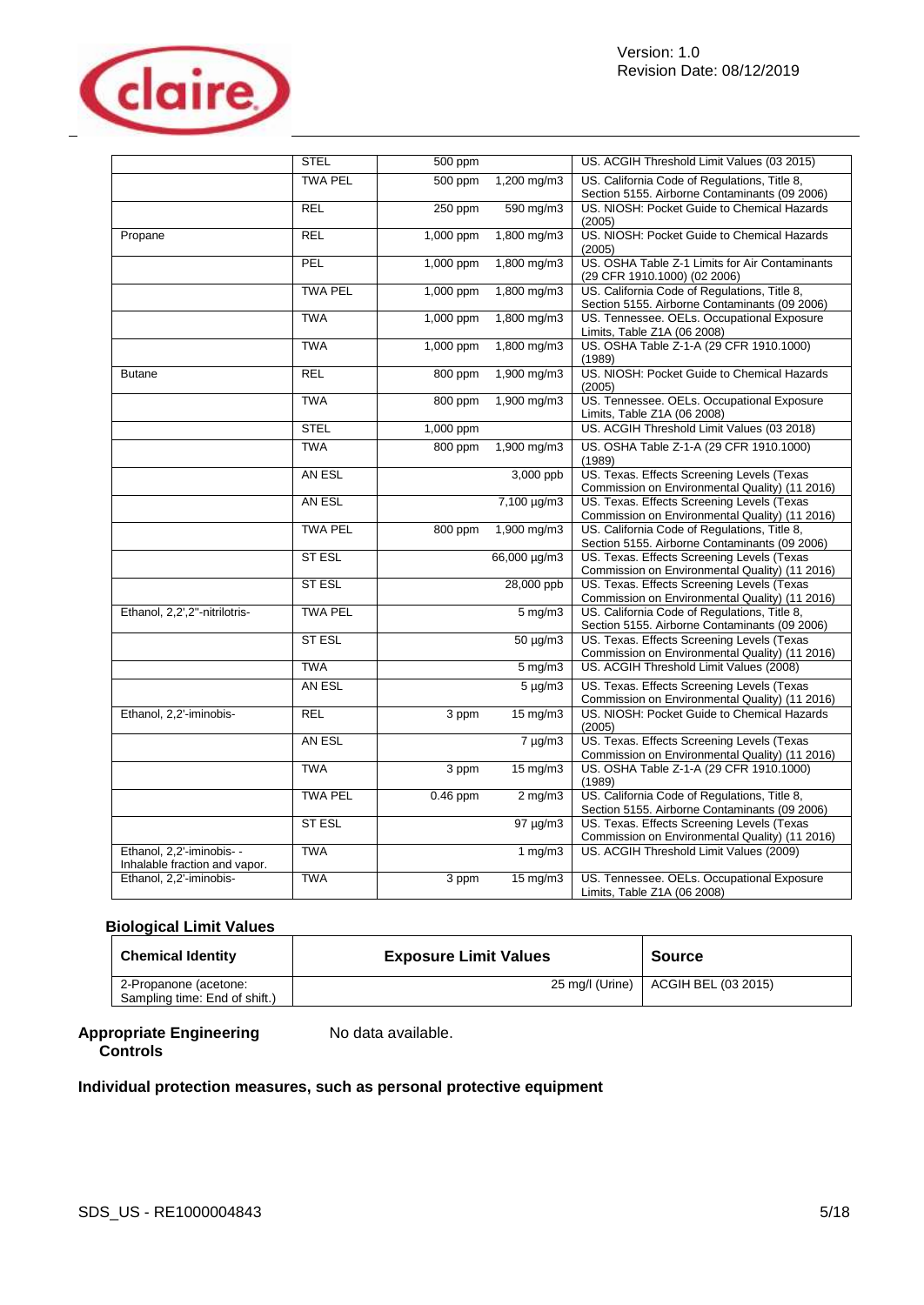| | | | | |
|---|---|---|---|---|
| | STEL | 500 ppm | | US. ACGIH Threshold Limit Values (03 2015) |
| | TWA PEL | 500 ppm | 1,200 mg/m3 | US. California Code of Regulations, Title 8, Section 5155. Airborne Contaminants (09 2006) |
| | REL | 250 ppm | 590 mg/m3 | US. NIOSH: Pocket Guide to Chemical Hazards (2005) |
| Propane | REL | 1,000 ppm | 1,800 mg/m3 | US. NIOSH: Pocket Guide to Chemical Hazards (2005) |
| | PEL | 1,000 ppm | 1,800 mg/m3 | US. OSHA Table Z-1 Limits for Air Contaminants (29 CFR 1910.1000) (02 2006) |
| | TWA PEL | 1,000 ppm | 1,800 mg/m3 | US. California Code of Regulations, Title 8, Section 5155. Airborne Contaminants (09 2006) |
| | TWA | 1,000 ppm | 1,800 mg/m3 | US. Tennessee. OELs. Occupational Exposure Limits, Table Z1A (06 2008) |
| | TWA | 1,000 ppm | 1,800 mg/m3 | US. OSHA Table Z-1-A (29 CFR 1910.1000) (1989) |
| Butane | REL | 800 ppm | 1,900 mg/m3 | US. NIOSH: Pocket Guide to Chemical Hazards (2005) |
| | TWA | 800 ppm | 1,900 mg/m3 | US. Tennessee. OELs. Occupational Exposure Limits, Table Z1A (06 2008) |
| | STEL | 1,000 ppm | | US. ACGIH Threshold Limit Values (03 2018) |
| | TWA | 800 ppm | 1,900 mg/m3 | US. OSHA Table Z-1-A (29 CFR 1910.1000) (1989) |
| | AN ESL | | 3,000 ppb | US. Texas. Effects Screening Levels (Texas Commission on Environmental Quality) (11 2016) |
| | AN ESL | | 7,100 µg/m3 | US. Texas. Effects Screening Levels (Texas Commission on Environmental Quality) (11 2016) |
| | TWA PEL | 800 ppm | 1,900 mg/m3 | US. California Code of Regulations, Title 8, Section 5155. Airborne Contaminants (09 2006) |
| | ST ESL | | 66,000 µg/m3 | US. Texas. Effects Screening Levels (Texas Commission on Environmental Quality) (11 2016) |
| | ST ESL | | 28,000 ppb | US. Texas. Effects Screening Levels (Texas Commission on Environmental Quality) (11 2016) |
| Ethanol, 2,2',2''-nitrilotris- | TWA PEL | | 5 mg/m3 | US. California Code of Regulations, Title 8, Section 5155. Airborne Contaminants (09 2006) |
| | ST ESL | | 50 µg/m3 | US. Texas. Effects Screening Levels (Texas Commission on Environmental Quality) (11 2016) |
| | TWA | | 5 mg/m3 | US. ACGIH Threshold Limit Values (2008) |
| | AN ESL | | 5 µg/m3 | US. Texas. Effects Screening Levels (Texas Commission on Environmental Quality) (11 2016) |
| Ethanol, 2,2'-iminobis- | REL | 3 ppm | 15 mg/m3 | US. NIOSH: Pocket Guide to Chemical Hazards (2005) |
| | AN ESL | | 7 µg/m3 | US. Texas. Effects Screening Levels (Texas Commission on Environmental Quality) (11 2016) |
| | TWA | 3 ppm | 15 mg/m3 | US. OSHA Table Z-1-A (29 CFR 1910.1000) (1989) |
| | TWA PEL | 0.46 ppm | 2 mg/m3 | US. California Code of Regulations, Title 8, Section 5155. Airborne Contaminants (09 2006) |
| | ST ESL | | 97 µg/m3 | US. Texas. Effects Screening Levels (Texas Commission on Environmental Quality) (11 2016) |
| Ethanol, 2,2'-iminobis- - Inhalable fraction and vapor. | TWA | | 1 mg/m3 | US. ACGIH Threshold Limit Values (2009) |
| Ethanol, 2,2'-iminobis- | TWA | 3 ppm | 15 mg/m3 | US. Tennessee. OELs. Occupational Exposure Limits, Table Z1A (06 2008) |

## Biological Limit Values

| Chemical Identity | Exposure Limit Values | Source |
|---|---|---|
| 2-Propanone (acetone: Sampling time: End of shift.) | 25 mg/l (Urine) | ACGIH BEL (03 2015) |

**Appropriate Engineering Controls** No data available.

**Individual protection measures, such as personal protective equipment**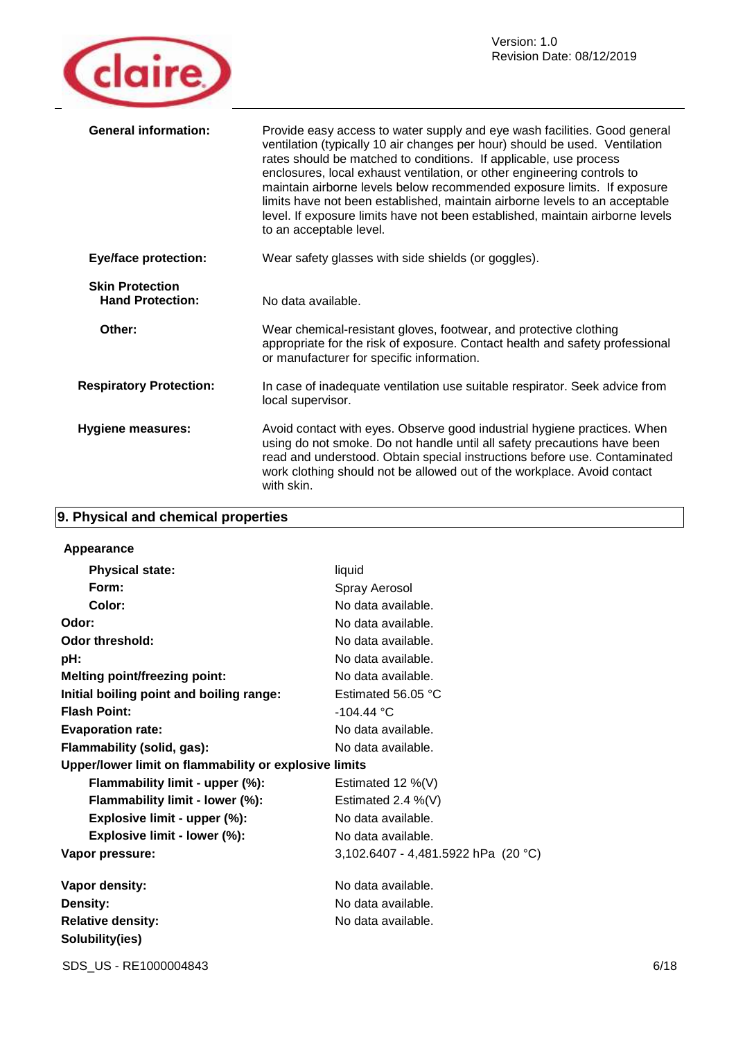| | |
|---|---|
| **General information:** | Provide easy access to water supply and eye wash facilities. Good general ventilation (typically 10 air changes per hour) should be used. Ventilation rates should be matched to conditions. If applicable, use process enclosures, local exhaust ventilation, or other engineering controls to maintain airborne levels below recommended exposure limits. If exposure limits have not been established, maintain airborne levels to an acceptable level. If exposure limits have not been established, maintain airborne levels to an acceptable level. |
| **Eye/face protection:** | Wear safety glasses with side shields (or goggles). |
| **Skin Protection** | |
| **Hand Protection:** | No data available. |
| **Other:** | Wear chemical-resistant gloves, footwear, and protective clothing appropriate for the risk of exposure. Contact health and safety professional or manufacturer for specific information. |
| **Respiratory Protection:** | In case of inadequate ventilation use suitable respirator. Seek advice from local supervisor. |
| **Hygiene measures:** | Avoid contact with eyes. Observe good industrial hygiene practices. When using do not smoke. Do not handle until all safety precautions have been read and understood. Obtain special instructions before use. Contaminated work clothing should not be allowed out of the workplace. Avoid contact with skin. |

## 9. Physical and chemical properties

| | |
|---|---|
| **Appearance** | |
| **Physical state:** | liquid |
| **Form:** | Spray Aerosol |
| **Color:** | No data available. |
| **Odor:** | No data available. |
| **Odor threshold:** | No data available. |
| **pH:** | No data available. |
| **Melting point/freezing point:** | No data available. |
| **Initial boiling point and boiling range:** | Estimated 56.05 °C |
| **Flash Point:** | -104.44 °C |
| **Evaporation rate:** | No data available. |
| **Flammability (solid, gas):** | No data available. |
| **Upper/lower limit on flammability or explosive limits** | |
| **Flammability limit - upper (%):** | Estimated 12 %(V) |
| **Flammability limit - lower (%):** | Estimated 2.4 %(V) |
| **Explosive limit - upper (%):** | No data available. |
| **Explosive limit - lower (%):** | No data available. |
| **Vapor pressure:** | 3,102.6407 - 4,481.5922 hPa (20 °C) |
| **Vapor density:** | No data available. |
| **Density:** | No data available. |
| **Relative density:** | No data available. |
| **Solubility(ies)** | |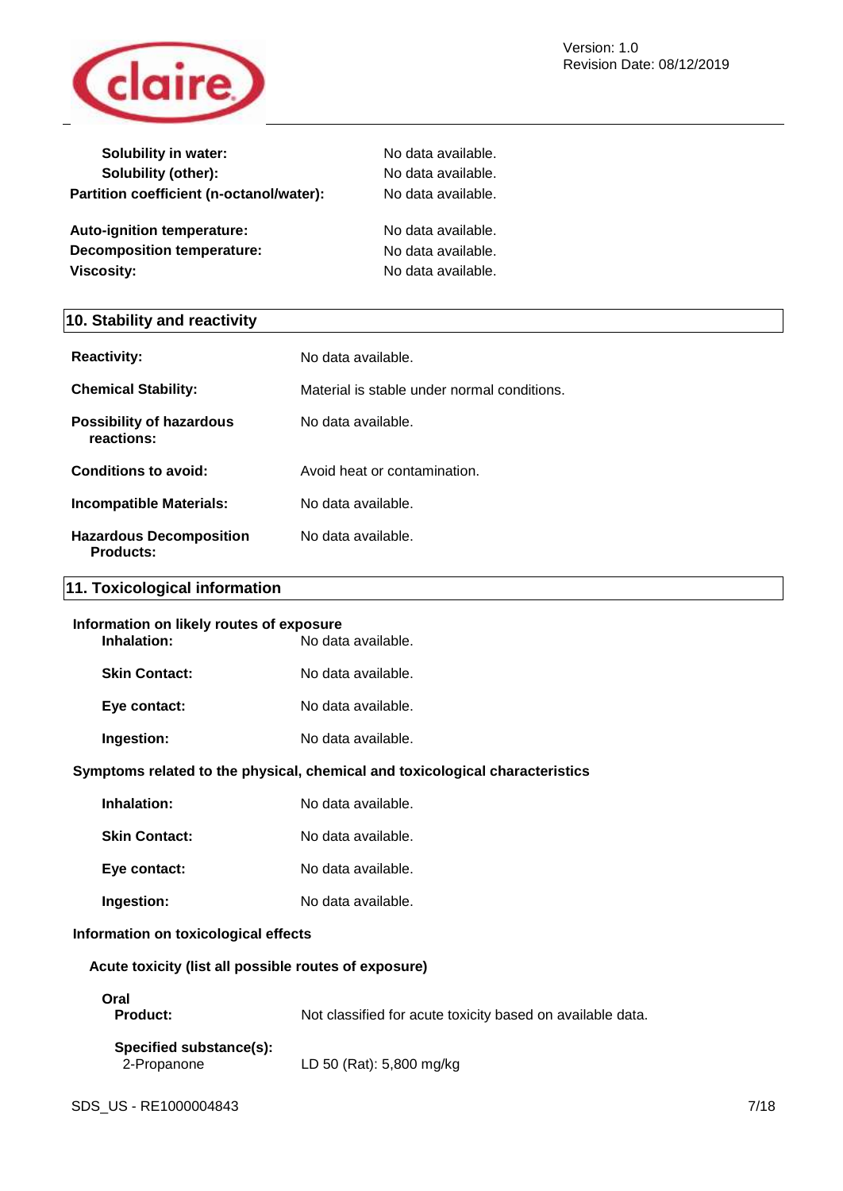| | |
|---|---|
| **Solubility in water:** | No data available. |
| **Solubility (other):** | No data available. |
| **Partition coefficient (n-octanol/water):** | No data available. |
| **Auto-ignition temperature:** | No data available. |
| **Decomposition temperature:** | No data available. |
| **Viscosity:** | No data available. |

## 10. Stability and reactivity

| | |
|---|---|
| **Reactivity:** | No data available. |
| **Chemical Stability:** | Material is stable under normal conditions. |
| **Possibility of hazardous reactions:** | No data available. |
| **Conditions to avoid:** | Avoid heat or contamination. |
| **Incompatible Materials:** | No data available. |
| **Hazardous Decomposition Products:** | No data available. |

## 11. Toxicological information

**Information on likely routes of exposure**

| | |
|---|---|
| **Inhalation:** | No data available. |
| **Skin Contact:** | No data available. |
| **Eye contact:** | No data available. |
| **Ingestion:** | No data available. |

**Symptoms related to the physical, chemical and toxicological characteristics**

| | |
|---|---|
| **Inhalation:** | No data available. |
| **Skin Contact:** | No data available. |
| **Eye contact:** | No data available. |
| **Ingestion:** | No data available. |

**Information on toxicological effects**

**Acute toxicity (list all possible routes of exposure)**

**Oral**

| | |
|---|---|
| **Product:** | Not classified for acute toxicity based on available data. |
| **Specified substance(s):** | |
| 2-Propanone | LD 50 (Rat): 5,800 mg/kg |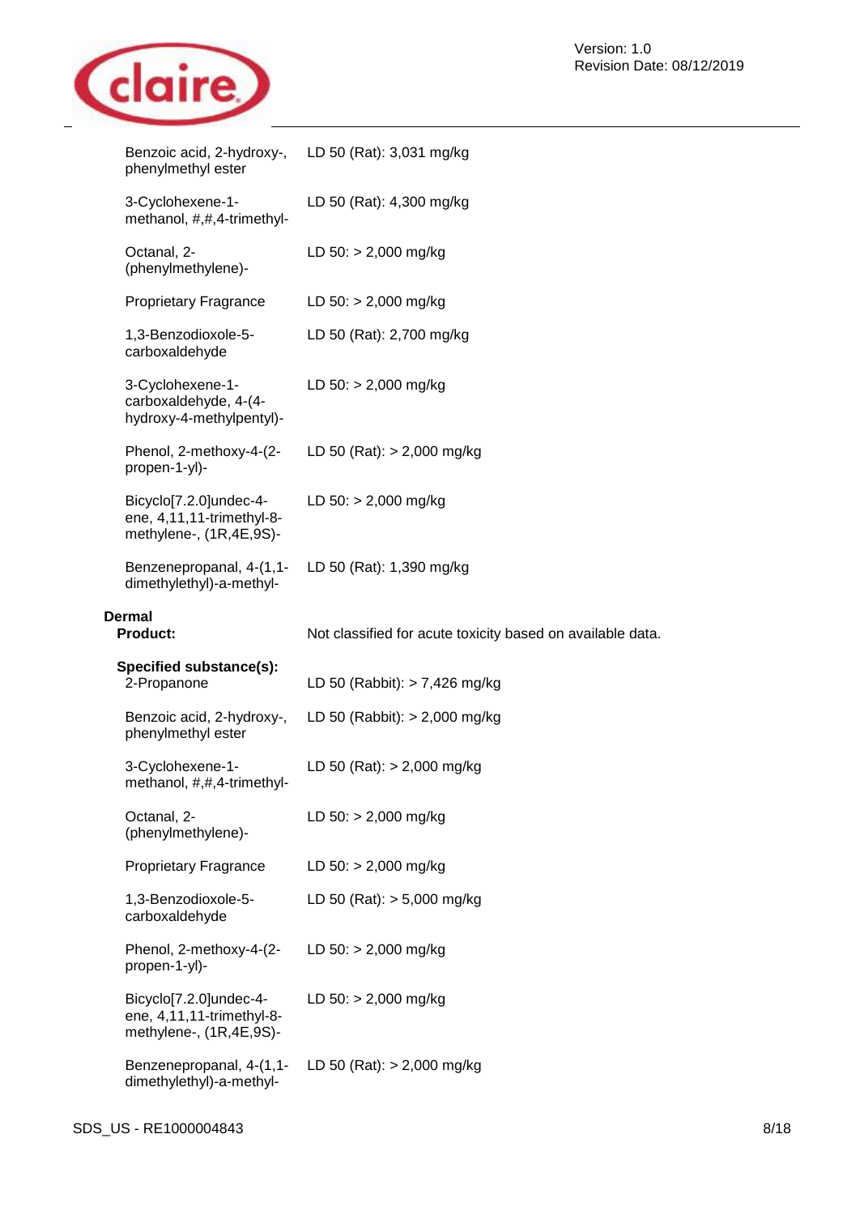| | |
|---|---|
| Benzoic acid, 2-hydroxy-, phenylmethyl ester | LD 50 (Rat): 3,031 mg/kg |
| 3-Cyclohexene-1-methanol, #,#,4-trimethyl- | LD 50 (Rat): 4,300 mg/kg |
| Octanal, 2-(phenylmethylene)- | LD 50: > 2,000 mg/kg |
| Proprietary Fragrance | LD 50: > 2,000 mg/kg |
| 1,3-Benzodioxole-5-carboxaldehyde | LD 50 (Rat): 2,700 mg/kg |
| 3-Cyclohexene-1-carboxaldehyde, 4-(4-hydroxy-4-methylpentyl)- | LD 50: > 2,000 mg/kg |
| Phenol, 2-methoxy-4-(2-propen-1-yl)- | LD 50 (Rat): > 2,000 mg/kg |
| Bicyclo[7.2.0]undec-4-ene, 4,11,11-trimethyl-8-methylene-, (1R,4E,9S)- | LD 50: > 2,000 mg/kg |
| Benzenepropanal, 4-(1,1-dimethylethyl)-a-methyl- | LD 50 (Rat): 1,390 mg/kg |

**Dermal**

**Product:** Not classified for acute toxicity based on available data.

**Specified substance(s):**

| | |
|---|---|
| 2-Propanone | LD 50 (Rabbit): > 7,426 mg/kg |
| Benzoic acid, 2-hydroxy-, phenylmethyl ester | LD 50 (Rabbit): > 2,000 mg/kg |
| 3-Cyclohexene-1-methanol, #,#,4-trimethyl- | LD 50 (Rat): > 2,000 mg/kg |
| Octanal, 2-(phenylmethylene)- | LD 50: > 2,000 mg/kg |
| Proprietary Fragrance | LD 50: > 2,000 mg/kg |
| 1,3-Benzodioxole-5-carboxaldehyde | LD 50 (Rat): > 5,000 mg/kg |
| Phenol, 2-methoxy-4-(2-propen-1-yl)- | LD 50: > 2,000 mg/kg |
| Bicyclo[7.2.0]undec-4-ene, 4,11,11-trimethyl-8-methylene-, (1R,4E,9S)- | LD 50: > 2,000 mg/kg |
| Benzenepropanal, 4-(1,1-dimethylethyl)-a-methyl- | LD 50 (Rat): > 2,000 mg/kg |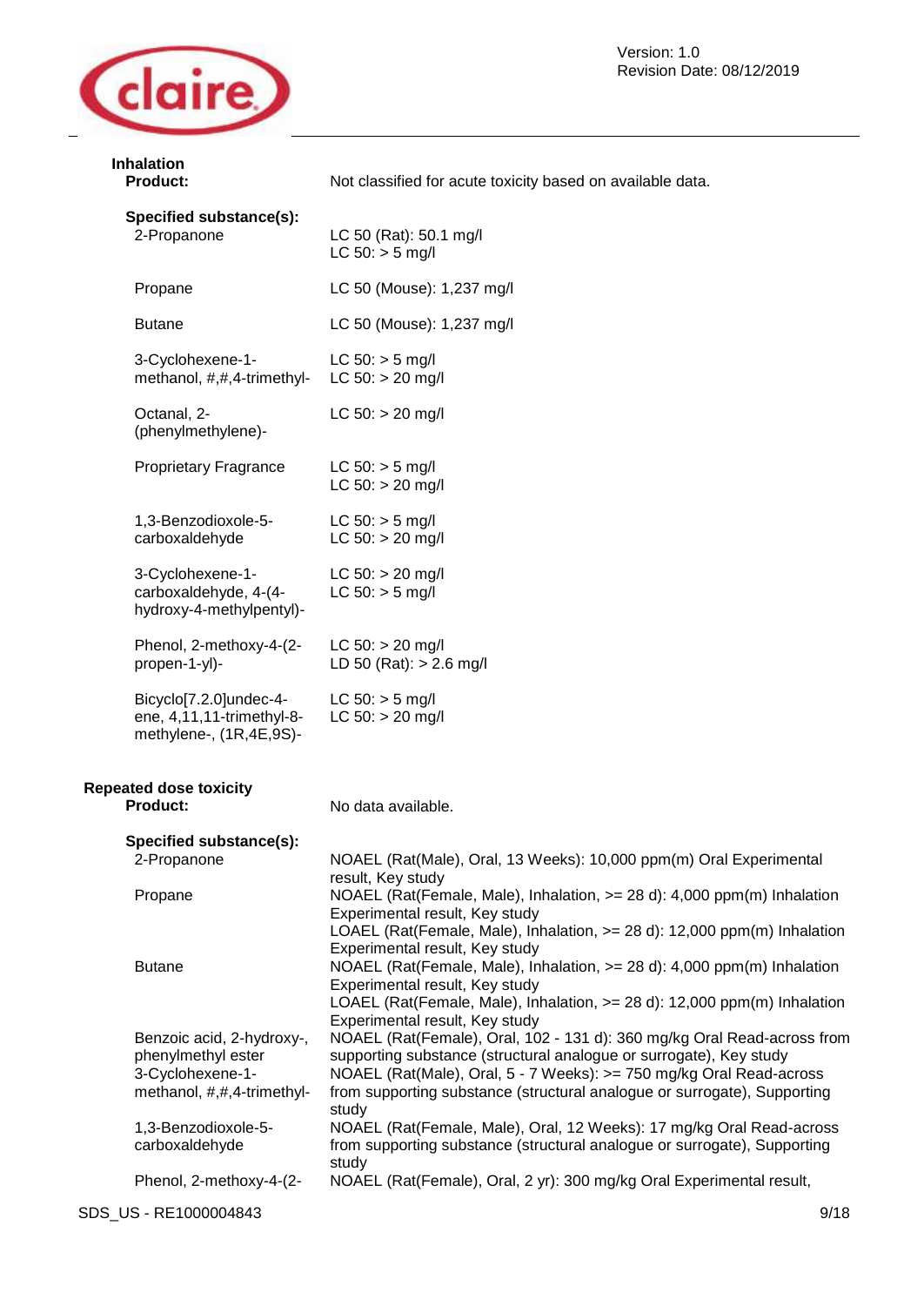**Inhalation**

| | |
|---|---|
| **Product:** | Not classified for acute toxicity based on available data. |
| **Specified substance(s):** | |
| 2-Propanone | LC 50 (Rat): 50.1 mg/l<br>LC 50: > 5 mg/l |
| Propane | LC 50 (Mouse): 1,237 mg/l |
| Butane | LC 50 (Mouse): 1,237 mg/l |
| 3-Cyclohexene-1-methanol, #,#,4-trimethyl- | LC 50: > 5 mg/l<br>LC 50: > 20 mg/l |
| Octanal, 2-(phenylmethylene)- | LC 50: > 20 mg/l |
| Proprietary Fragrance | LC 50: > 5 mg/l<br>LC 50: > 20 mg/l |
| 1,3-Benzodioxole-5-carboxaldehyde | LC 50: > 5 mg/l<br>LC 50: > 20 mg/l |
| 3-Cyclohexene-1-carboxaldehyde, 4-(4-hydroxy-4-methylpentyl)- | LC 50: > 20 mg/l<br>LC 50: > 5 mg/l |
| Phenol, 2-methoxy-4-(2-propen-1-yl)- | LC 50: > 20 mg/l<br>LD 50 (Rat): > 2.6 mg/l |
| Bicyclo[7.2.0]undec-4-ene, 4,11,11-trimethyl-8-methylene-, (1R,4E,9S)- | LC 50: > 5 mg/l<br>LC 50: > 20 mg/l |

**Repeated dose toxicity**

| | |
|---|---|
| **Product:** | No data available. |
| **Specified substance(s):** | |
| 2-Propanone | NOAEL (Rat(Male), Oral, 13 Weeks): 10,000 ppm(m) Oral Experimental result, Key study |
| Propane | NOAEL (Rat(Female, Male), Inhalation, >= 28 d): 4,000 ppm(m) Inhalation Experimental result, Key study<br>LOAEL (Rat(Female, Male), Inhalation, >= 28 d): 12,000 ppm(m) Inhalation Experimental result, Key study |
| Butane | NOAEL (Rat(Female, Male), Inhalation, >= 28 d): 4,000 ppm(m) Inhalation Experimental result, Key study<br>LOAEL (Rat(Female, Male), Inhalation, >= 28 d): 12,000 ppm(m) Inhalation Experimental result, Key study |
| Benzoic acid, 2-hydroxy-, phenylmethyl ester | NOAEL (Rat(Female), Oral, 102 - 131 d): 360 mg/kg Oral Read-across from supporting substance (structural analogue or surrogate), Key study |
| 3-Cyclohexene-1-methanol, #,#,4-trimethyl- | NOAEL (Rat(Male), Oral, 5 - 7 Weeks): >= 750 mg/kg Oral Read-across from supporting substance (structural analogue or surrogate), Supporting study |
| 1,3-Benzodioxole-5-carboxaldehyde | NOAEL (Rat(Female, Male), Oral, 12 Weeks): 17 mg/kg Oral Read-across from supporting substance (structural analogue or surrogate), Supporting study |
| Phenol, 2-methoxy-4-(2- | NOAEL (Rat(Female), Oral, 2 yr): 300 mg/kg Oral Experimental result, |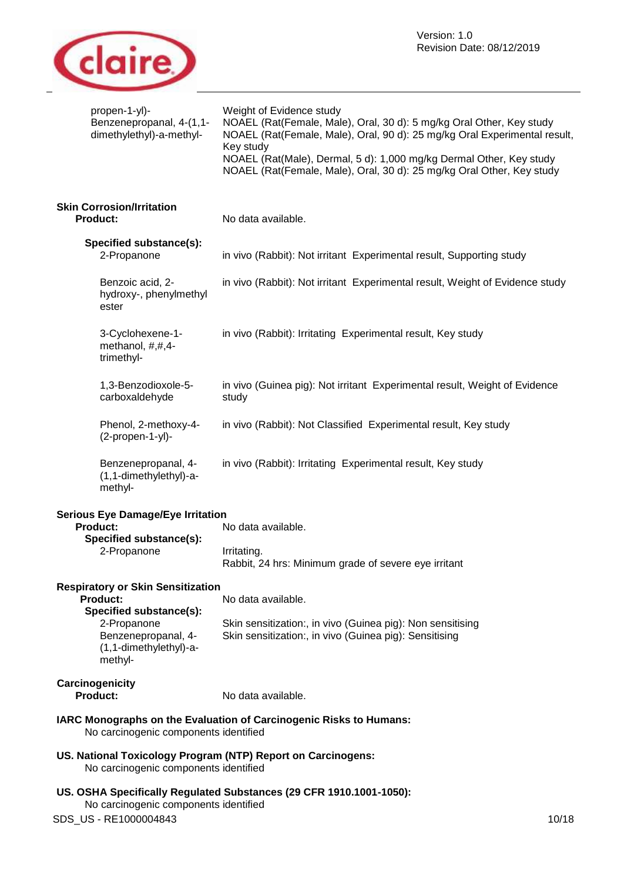| | |
|---|---|
| propen-1-yl)- Benzenepropanal, 4-(1,1-dimethylethyl)-a-methyl- | Weight of Evidence study<br>NOAEL (Rat(Female, Male), Oral, 30 d): 5 mg/kg Oral Other, Key study<br>NOAEL (Rat(Female, Male), Oral, 90 d): 25 mg/kg Oral Experimental result, Key study<br>NOAEL (Rat(Male), Dermal, 5 d): 1,000 mg/kg Dermal Other, Key study<br>NOAEL (Rat(Female, Male), Oral, 30 d): 25 mg/kg Oral Other, Key study |

**Skin Corrosion/Irritation**

| | |
|---|---|
| **Product:** | No data available. |
| **Specified substance(s):** | |
| 2-Propanone | in vivo (Rabbit): Not irritant Experimental result, Supporting study |
| Benzoic acid, 2-hydroxy-, phenylmethyl ester | in vivo (Rabbit): Not irritant Experimental result, Weight of Evidence study |
| 3-Cyclohexene-1-methanol, #,#,4-trimethyl- | in vivo (Rabbit): Irritating Experimental result, Key study |
| 1,3-Benzodioxole-5-carboxaldehyde | in vivo (Guinea pig): Not irritant Experimental result, Weight of Evidence study |
| Phenol, 2-methoxy-4-(2-propen-1-yl)- | in vivo (Rabbit): Not Classified Experimental result, Key study |
| Benzenepropanal, 4-(1,1-dimethylethyl)-a-methyl- | in vivo (Rabbit): Irritating Experimental result, Key study |

**Serious Eye Damage/Eye Irritation**

| | |
|---|---|
| **Product:** | No data available. |
| **Specified substance(s):** | |
| 2-Propanone | Irritating.<br>Rabbit, 24 hrs: Minimum grade of severe eye irritant |

**Respiratory or Skin Sensitization**

| | |
|---|---|
| **Product:** | No data available. |
| **Specified substance(s):** | |
| 2-Propanone | Skin sensitization:, in vivo (Guinea pig): Non sensitising |
| Benzenepropanal, 4-(1,1-dimethylethyl)-a-methyl- | Skin sensitization:, in vivo (Guinea pig): Sensitising |

**Carcinogenicity**

| | |
|---|---|
| **Product:** | No data available. |

**IARC Monographs on the Evaluation of Carcinogenic Risks to Humans:**
No carcinogenic components identified

**US. National Toxicology Program (NTP) Report on Carcinogens:**
No carcinogenic components identified

**US. OSHA Specifically Regulated Substances (29 CFR 1910.1001-1050):**
No carcinogenic components identified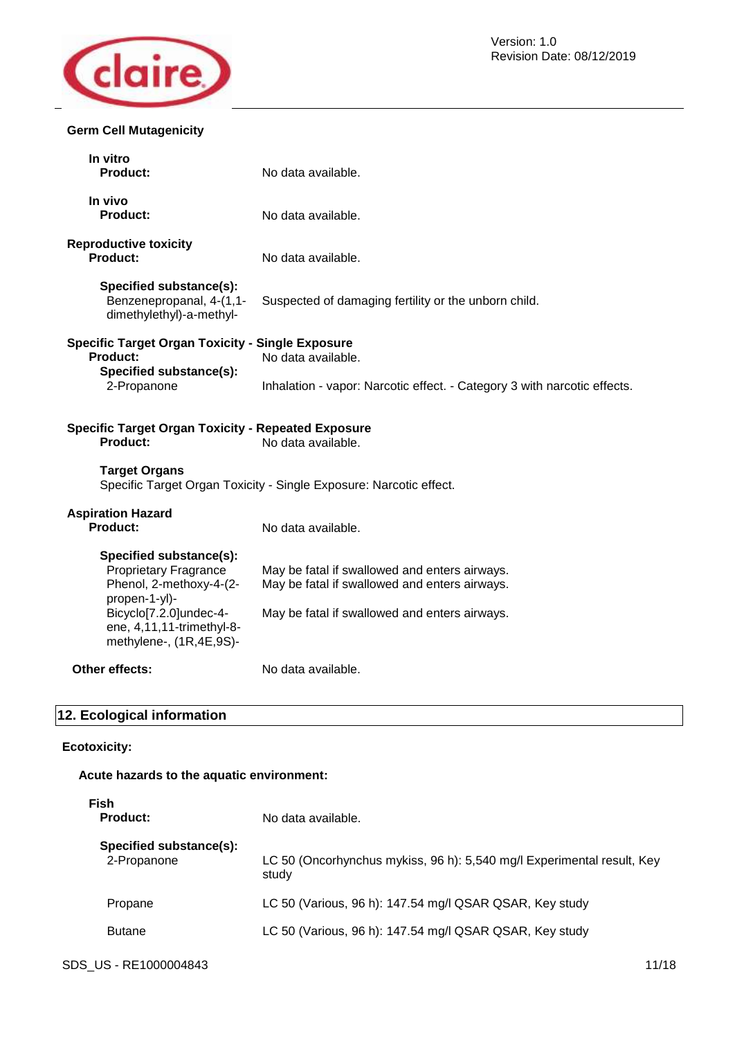**Germ Cell Mutagenicity**

**In vitro**

| | |
|---|---|
| **Product:** | No data available. |

**In vivo**

| | |
|---|---|
| **Product:** | No data available. |

**Reproductive toxicity**

| | |
|---|---|
| **Product:** | No data available. |
| **Specified substance(s):** | |
| Benzenepropanal, 4-(1,1-dimethylethyl)-a-methyl- | Suspected of damaging fertility or the unborn child. |

**Specific Target Organ Toxicity - Single Exposure**

| | |
|---|---|
| **Product:** | No data available. |
| **Specified substance(s):** | |
| 2-Propanone | Inhalation - vapor: Narcotic effect. - Category 3 with narcotic effects. |

**Specific Target Organ Toxicity - Repeated Exposure**

| | |
|---|---|
| **Product:** | No data available. |

**Target Organs**

Specific Target Organ Toxicity - Single Exposure: Narcotic effect.

**Aspiration Hazard**

| | |
|---|---|
| **Product:** | No data available. |
| **Specified substance(s):** | |
| Proprietary Fragrance | May be fatal if swallowed and enters airways. |
| Phenol, 2-methoxy-4-(2-propen-1-yl)- | May be fatal if swallowed and enters airways. |
| Bicyclo[7.2.0]undec-4-ene, 4,11,11-trimethyl-8-methylene-, (1R,4E,9S)- | May be fatal if swallowed and enters airways. |

| | |
|---|---|
| **Other effects:** | No data available. |

## 12. Ecological information

**Ecotoxicity:**

**Acute hazards to the aquatic environment:**

**Fish**

| | |
|---|---|
| **Product:** | No data available. |
| **Specified substance(s):** | |
| 2-Propanone | LC 50 (Oncorhynchus mykiss, 96 h): 5,540 mg/l Experimental result, Key study |
| Propane | LC 50 (Various, 96 h): 147.54 mg/l QSAR QSAR, Key study |
| Butane | LC 50 (Various, 96 h): 147.54 mg/l QSAR QSAR, Key study |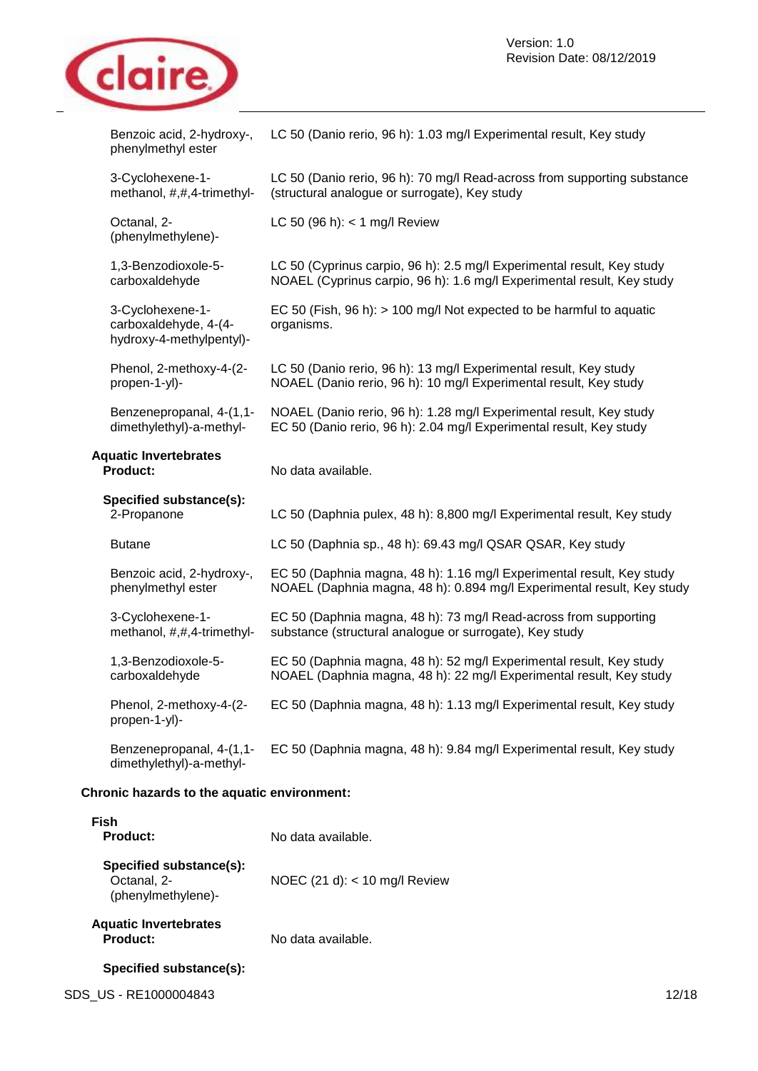| | |
|---|---|
| Benzoic acid, 2-hydroxy-, phenylmethyl ester | LC 50 (Danio rerio, 96 h): 1.03 mg/l Experimental result, Key study |
| 3-Cyclohexene-1-methanol, #,#,4-trimethyl- | LC 50 (Danio rerio, 96 h): 70 mg/l Read-across from supporting substance (structural analogue or surrogate), Key study |
| Octanal, 2-(phenylmethylene)- | LC 50 (96 h): < 1 mg/l Review |
| 1,3-Benzodioxole-5-carboxaldehyde | LC 50 (Cyprinus carpio, 96 h): 2.5 mg/l Experimental result, Key study<br>NOAEL (Cyprinus carpio, 96 h): 1.6 mg/l Experimental result, Key study |
| 3-Cyclohexene-1-carboxaldehyde, 4-(4-hydroxy-4-methylpentyl)- | EC 50 (Fish, 96 h): > 100 mg/l Not expected to be harmful to aquatic organisms. |
| Phenol, 2-methoxy-4-(2-propen-1-yl)- | LC 50 (Danio rerio, 96 h): 13 mg/l Experimental result, Key study<br>NOAEL (Danio rerio, 96 h): 10 mg/l Experimental result, Key study |
| Benzenepropanal, 4-(1,1-dimethylethyl)-a-methyl- | NOAEL (Danio rerio, 96 h): 1.28 mg/l Experimental result, Key study<br>EC 50 (Danio rerio, 96 h): 2.04 mg/l Experimental result, Key study |

**Aquatic Invertebrates**

**Product:** No data available.

**Specified substance(s):**

| | |
|---|---|
| 2-Propanone | LC 50 (Daphnia pulex, 48 h): 8,800 mg/l Experimental result, Key study |
| Butane | LC 50 (Daphnia sp., 48 h): 69.43 mg/l QSAR QSAR, Key study |
| Benzoic acid, 2-hydroxy-, phenylmethyl ester | EC 50 (Daphnia magna, 48 h): 1.16 mg/l Experimental result, Key study<br>NOAEL (Daphnia magna, 48 h): 0.894 mg/l Experimental result, Key study |
| 3-Cyclohexene-1-methanol, #,#,4-trimethyl- | EC 50 (Daphnia magna, 48 h): 73 mg/l Read-across from supporting substance (structural analogue or surrogate), Key study |
| 1,3-Benzodioxole-5-carboxaldehyde | EC 50 (Daphnia magna, 48 h): 52 mg/l Experimental result, Key study<br>NOAEL (Daphnia magna, 48 h): 22 mg/l Experimental result, Key study |
| Phenol, 2-methoxy-4-(2-propen-1-yl)- | EC 50 (Daphnia magna, 48 h): 1.13 mg/l Experimental result, Key study |
| Benzenepropanal, 4-(1,1-dimethylethyl)-a-methyl- | EC 50 (Daphnia magna, 48 h): 9.84 mg/l Experimental result, Key study |

**Chronic hazards to the aquatic environment:**

**Fish**

**Product:** No data available.

**Specified substance(s):**

| | |
|---|---|
| Octanal, 2-(phenylmethylene)- | NOEC (21 d): < 10 mg/l Review |

**Aquatic Invertebrates**

**Product:** No data available.

**Specified substance(s):**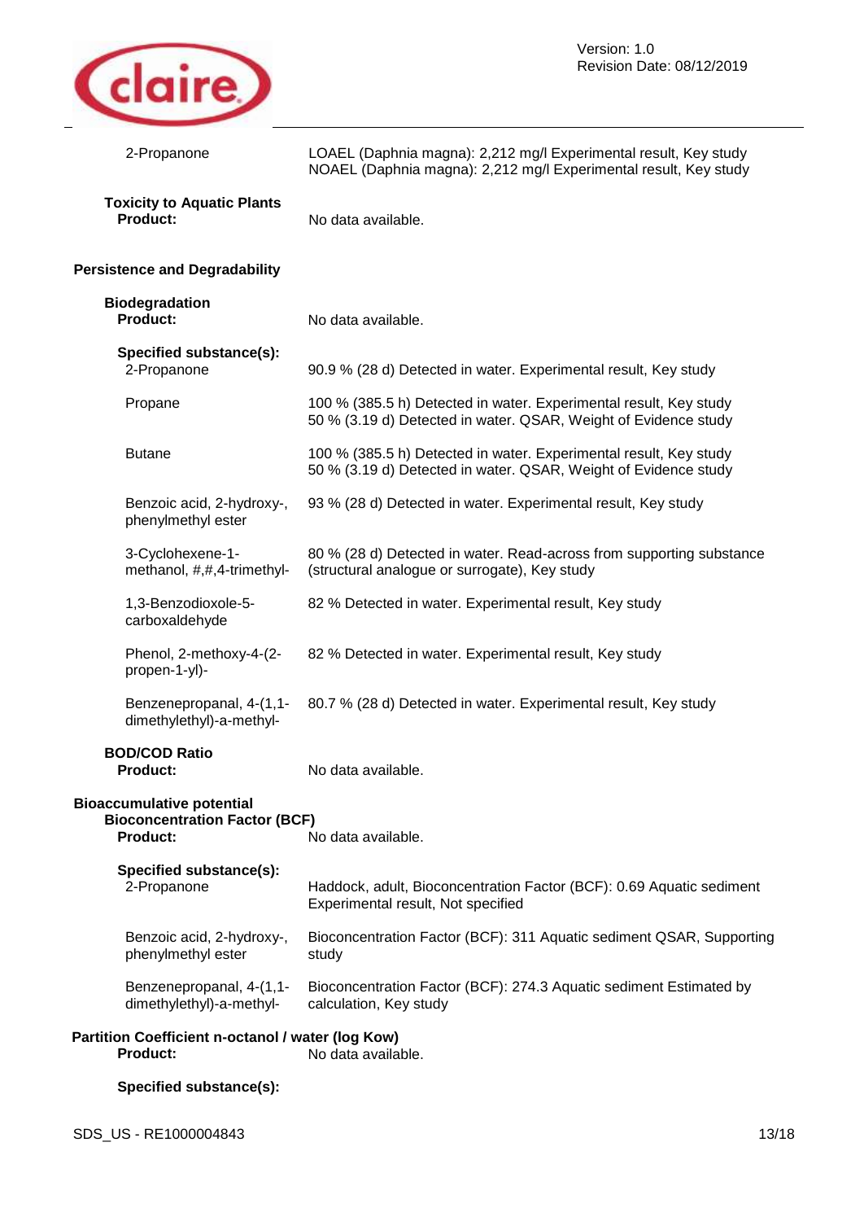| | |
|---|---|
| 2-Propanone | LOAEL (Daphnia magna): 2,212 mg/l Experimental result, Key study<br>NOAEL (Daphnia magna): 2,212 mg/l Experimental result, Key study |

**Toxicity to Aquatic Plants**

**Product:** No data available.

### Persistence and Degradability

**Biodegradation**

**Product:** No data available.

**Specified substance(s):**

| | |
|---|---|
| 2-Propanone | 90.9 % (28 d) Detected in water. Experimental result, Key study |
| Propane | 100 % (385.5 h) Detected in water. Experimental result, Key study<br>50 % (3.19 d) Detected in water. QSAR, Weight of Evidence study |
| Butane | 100 % (385.5 h) Detected in water. Experimental result, Key study<br>50 % (3.19 d) Detected in water. QSAR, Weight of Evidence study |
| Benzoic acid, 2-hydroxy-, phenylmethyl ester | 93 % (28 d) Detected in water. Experimental result, Key study |
| 3-Cyclohexene-1-methanol, #,#,4-trimethyl- | 80 % (28 d) Detected in water. Read-across from supporting substance (structural analogue or surrogate), Key study |
| 1,3-Benzodioxole-5-carboxaldehyde | 82 % Detected in water. Experimental result, Key study |
| Phenol, 2-methoxy-4-(2-propen-1-yl)- | 82 % Detected in water. Experimental result, Key study |
| Benzenepropanal, 4-(1,1-dimethylethyl)-a-methyl- | 80.7 % (28 d) Detected in water. Experimental result, Key study |

**BOD/COD Ratio**

**Product:** No data available.

### Bioaccumulative potential

**Bioconcentration Factor (BCF)**

**Product:** No data available.

**Specified substance(s):**

| | |
|---|---|
| 2-Propanone | Haddock, adult, Bioconcentration Factor (BCF): 0.69 Aquatic sediment Experimental result, Not specified |
| Benzoic acid, 2-hydroxy-, phenylmethyl ester | Bioconcentration Factor (BCF): 311 Aquatic sediment QSAR, Supporting study |
| Benzenepropanal, 4-(1,1-dimethylethyl)-a-methyl- | Bioconcentration Factor (BCF): 274.3 Aquatic sediment Estimated by calculation, Key study |

**Partition Coefficient n-octanol / water (log Kow)**

**Product:** No data available.

**Specified substance(s):**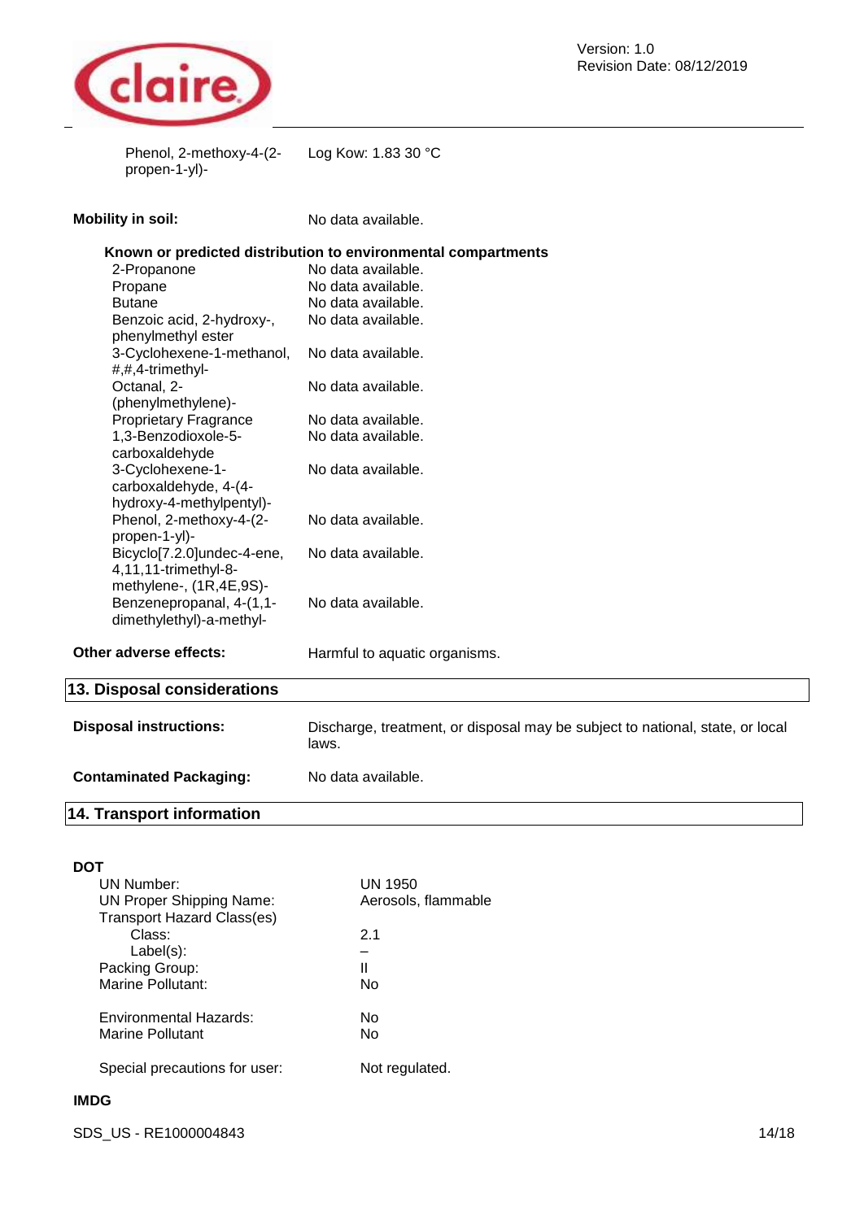| | |
|---|---|
| Phenol, 2-methoxy-4-(2-propen-1-yl)- | Log Kow: 1.83 30 °C |

**Mobility in soil:** No data available.

**Known or predicted distribution to environmental compartments**

| | |
|---|---|
| 2-Propanone | No data available. |
| Propane | No data available. |
| Butane | No data available. |
| Benzoic acid, 2-hydroxy-, phenylmethyl ester | No data available. |
| 3-Cyclohexene-1-methanol, #,#,4-trimethyl- | No data available. |
| Octanal, 2-(phenylmethylene)- | No data available. |
| Proprietary Fragrance | No data available. |
| 1,3-Benzodioxole-5-carboxaldehyde | No data available. |
| 3-Cyclohexene-1-carboxaldehyde, 4-(4-hydroxy-4-methylpentyl)- | No data available. |
| Phenol, 2-methoxy-4-(2-propen-1-yl)- | No data available. |
| Bicyclo[7.2.0]undec-4-ene, 4,11,11-trimethyl-8-methylene-, (1R,4E,9S)- | No data available. |
| Benzenepropanal, 4-(1,1-dimethylethyl)-a-methyl- | No data available. |

**Other adverse effects:** Harmful to aquatic organisms.

## 13. Disposal considerations

**Disposal instructions:** Discharge, treatment, or disposal may be subject to national, state, or local laws.

**Contaminated Packaging:** No data available.

## 14. Transport information

**DOT**

| | |
|---|---|
| UN Number: | UN 1950 |
| UN Proper Shipping Name: | Aerosols, flammable |
| Transport Hazard Class(es) | |
| Class: | 2.1 |
| Label(s): | – |
| Packing Group: | II |
| Marine Pollutant: | No |
| Environmental Hazards: | No |
| Marine Pollutant | No |
| Special precautions for user: | Not regulated. |

**IMDG**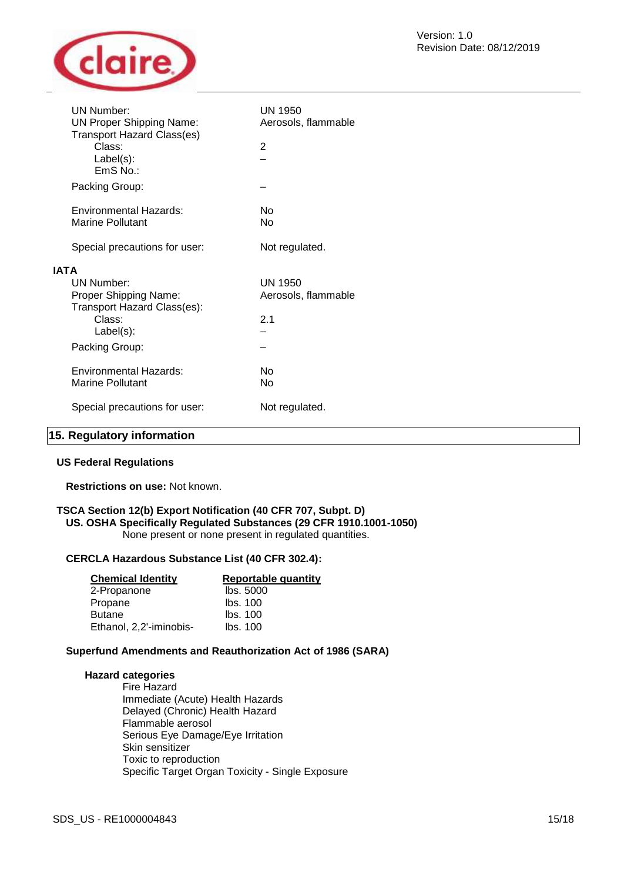| | |
|---|---|
| UN Number: | UN 1950 |
| UN Proper Shipping Name: | Aerosols, flammable |
| Transport Hazard Class(es) | |
| Class: | 2 |
| Label(s): | – |
| EmS No.: | |
| Packing Group: | – |
| Environmental Hazards: | No |
| Marine Pollutant | No |
| Special precautions for user: | Not regulated. |

**IATA**

| | |
|---|---|
| UN Number: | UN 1950 |
| Proper Shipping Name: | Aerosols, flammable |
| Transport Hazard Class(es): | |
| Class: | 2.1 |
| Label(s): | – |
| Packing Group: | – |
| Environmental Hazards: | No |
| Marine Pollutant | No |
| Special precautions for user: | Not regulated. |

## 15. Regulatory information

**US Federal Regulations**

**Restrictions on use:** Not known.

**TSCA Section 12(b) Export Notification (40 CFR 707, Subpt. D)**

**US. OSHA Specifically Regulated Substances (29 CFR 1910.1001-1050)**

None present or none present in regulated quantities.

**CERCLA Hazardous Substance List (40 CFR 302.4):**

| Chemical Identity | Reportable quantity |
|---|---|
| 2-Propanone | lbs. 5000 |
| Propane | lbs. 100 |
| Butane | lbs. 100 |
| Ethanol, 2,2'-iminobis- | lbs. 100 |

**Superfund Amendments and Reauthorization Act of 1986 (SARA)**

**Hazard categories**

Fire Hazard
Immediate (Acute) Health Hazards
Delayed (Chronic) Health Hazard
Flammable aerosol
Serious Eye Damage/Eye Irritation
Skin sensitizer
Toxic to reproduction
Specific Target Organ Toxicity - Single Exposure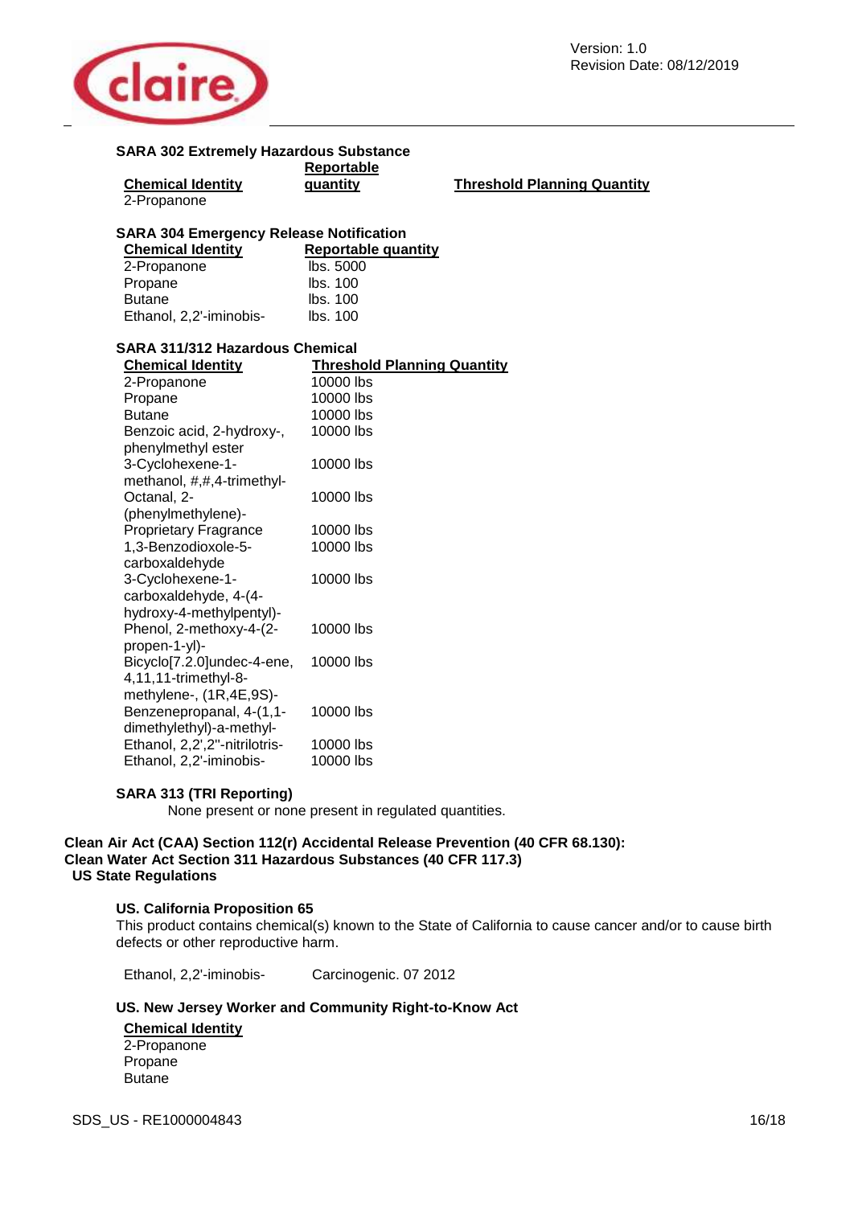**SARA 302 Extremely Hazardous Substance**

| Chemical Identity | Reportable quantity | Threshold Planning Quantity |
| --- | --- | --- |
| 2-Propanone | | |

**SARA 304 Emergency Release Notification**

| Chemical Identity | Reportable quantity |
| --- | --- |
| 2-Propanone | lbs. 5000 |
| Propane | lbs. 100 |
| Butane | lbs. 100 |
| Ethanol, 2,2'-iminobis- | lbs. 100 |

**SARA 311/312 Hazardous Chemical**

| Chemical Identity | Threshold Planning Quantity |
| --- | --- |
| 2-Propanone | 10000 lbs |
| Propane | 10000 lbs |
| Butane | 10000 lbs |
| Benzoic acid, 2-hydroxy-, phenylmethyl ester | 10000 lbs |
| 3-Cyclohexene-1-methanol, #,#,4-trimethyl- | 10000 lbs |
| Octanal, 2-(phenylmethylene)- | 10000 lbs |
| Proprietary Fragrance | 10000 lbs |
| 1,3-Benzodioxole-5-carboxaldehyde | 10000 lbs |
| 3-Cyclohexene-1-carboxaldehyde, 4-(4-hydroxy-4-methylpentyl)- | 10000 lbs |
| Phenol, 2-methoxy-4-(2-propen-1-yl)- | 10000 lbs |
| Bicyclo[7.2.0]undec-4-ene, 4,11,11-trimethyl-8-methylene-, (1R,4E,9S)- | 10000 lbs |
| Benzenepropanal, 4-(1,1-dimethylethyl)-a-methyl- | 10000 lbs |
| Ethanol, 2,2',2''-nitrilotris- | 10000 lbs |
| Ethanol, 2,2'-iminobis- | 10000 lbs |

**SARA 313 (TRI Reporting)**

None present or none present in regulated quantities.

**Clean Air Act (CAA) Section 112(r) Accidental Release Prevention (40 CFR 68.130):**

**Clean Water Act Section 311 Hazardous Substances (40 CFR 117.3)**

**US State Regulations**

**US. California Proposition 65**

This product contains chemical(s) known to the State of California to cause cancer and/or to cause birth defects or other reproductive harm.

| | |
| --- | --- |
| Ethanol, 2,2'-iminobis- | Carcinogenic. 07 2012 |

**US. New Jersey Worker and Community Right-to-Know Act**

| Chemical Identity |
| --- |
| 2-Propanone |
| Propane |
| Butane |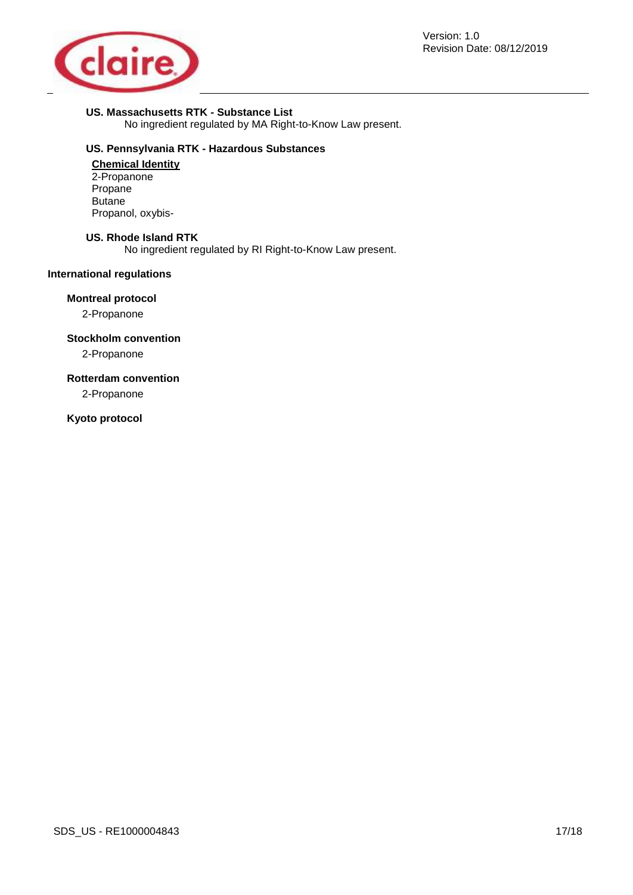#### US. Massachusetts RTK - Substance List

No ingredient regulated by MA Right-to-Know Law present.

#### US. Pennsylvania RTK - Hazardous Substances

**Chemical Identity**

2-Propanone
Propane
Butane
Propanol, oxybis-

#### US. Rhode Island RTK

No ingredient regulated by RI Right-to-Know Law present.

## International regulations

### Montreal protocol

2-Propanone

### Stockholm convention

2-Propanone

### Rotterdam convention

2-Propanone

### Kyoto protocol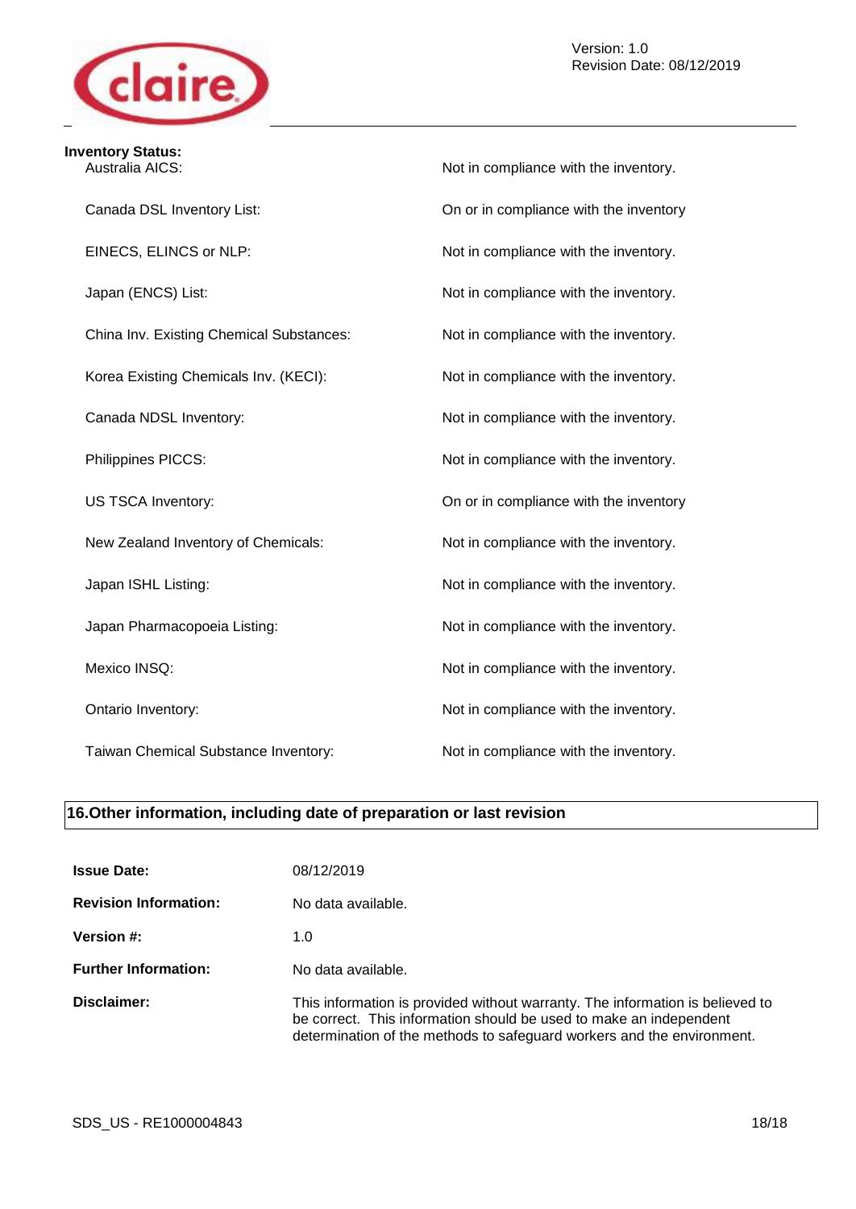**Inventory Status:**

| | |
|---|---|
| Australia AICS: | Not in compliance with the inventory. |
| Canada DSL Inventory List: | On or in compliance with the inventory |
| EINECS, ELINCS or NLP: | Not in compliance with the inventory. |
| Japan (ENCS) List: | Not in compliance with the inventory. |
| China Inv. Existing Chemical Substances: | Not in compliance with the inventory. |
| Korea Existing Chemicals Inv. (KECI): | Not in compliance with the inventory. |
| Canada NDSL Inventory: | Not in compliance with the inventory. |
| Philippines PICCS: | Not in compliance with the inventory. |
| US TSCA Inventory: | On or in compliance with the inventory |
| New Zealand Inventory of Chemicals: | Not in compliance with the inventory. |
| Japan ISHL Listing: | Not in compliance with the inventory. |
| Japan Pharmacopoeia Listing: | Not in compliance with the inventory. |
| Mexico INSQ: | Not in compliance with the inventory. |
| Ontario Inventory: | Not in compliance with the inventory. |
| Taiwan Chemical Substance Inventory: | Not in compliance with the inventory. |

## 16.Other information, including date of preparation or last revision

| | |
|---|---|
| **Issue Date:** | 08/12/2019 |
| **Revision Information:** | No data available. |
| **Version #:** | 1.0 |
| **Further Information:** | No data available. |
| **Disclaimer:** | This information is provided without warranty. The information is believed to be correct. This information should be used to make an independent determination of the methods to safeguard workers and the environment. |